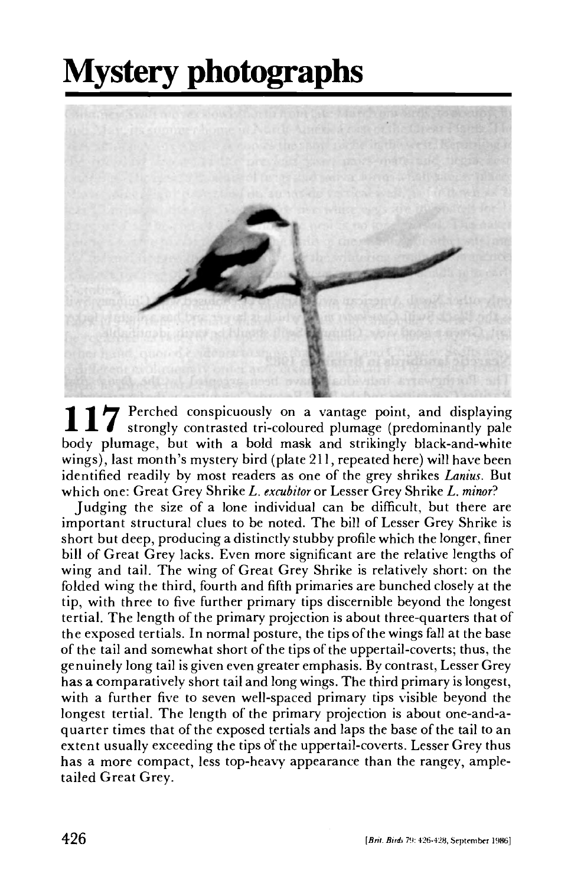# Mystery photographs

**117** Perched conspicuously on a vantage point, and displaying strongly contrasted tri-coloured plumage (predominantly pale body plumage, but with a bold mask and strikingly black-and-white wings), last month's mystery bird (plate 211, repeated here) will have been identified readily by most readers as one of the grey shrikes *Lanius*. But which one: Great Grey Shrike *L. excubitor* or Lesser Grey Shrike *L. minor*?

Judging the size of a lone individual can be difficult, but there are important structural clues to be noted. The bill of Lesser Grey Shrike is short but deep, producing a distinctly stubby profile which the longer, finer bill of Great Grey lacks. Even more significant are the relative lengths of wing and tail. The wing of Great Grey Shrike is relatively short: on the folded wing the third, fourth and fifth primaries are bunched closely at the tip, with three to five further primary tips discernible beyond the longest tertial. The length of the primary projection is about three-quarters that of the exposed tertials. In normal posture, the tips of the wings fall at the base of the tail and somewhat short of the tips of the uppertail-coverts; thus, the genuinely long tail is given even greater emphasis. By contrast, Lesser Grey has a comparatively short tail and long wings. The third primary is longest, with a further five to seven well-spaced primary tips visible beyond the longest tertial. The length of the primary projection is about one-and-a-quarter times that of the exposed tertials and laps the base of the tail to an extent usually exceeding the tips of the uppertail-coverts. Lesser Grey thus has a more compact, less top-heavy appearance than the rangey, ample-tailed Great Grey.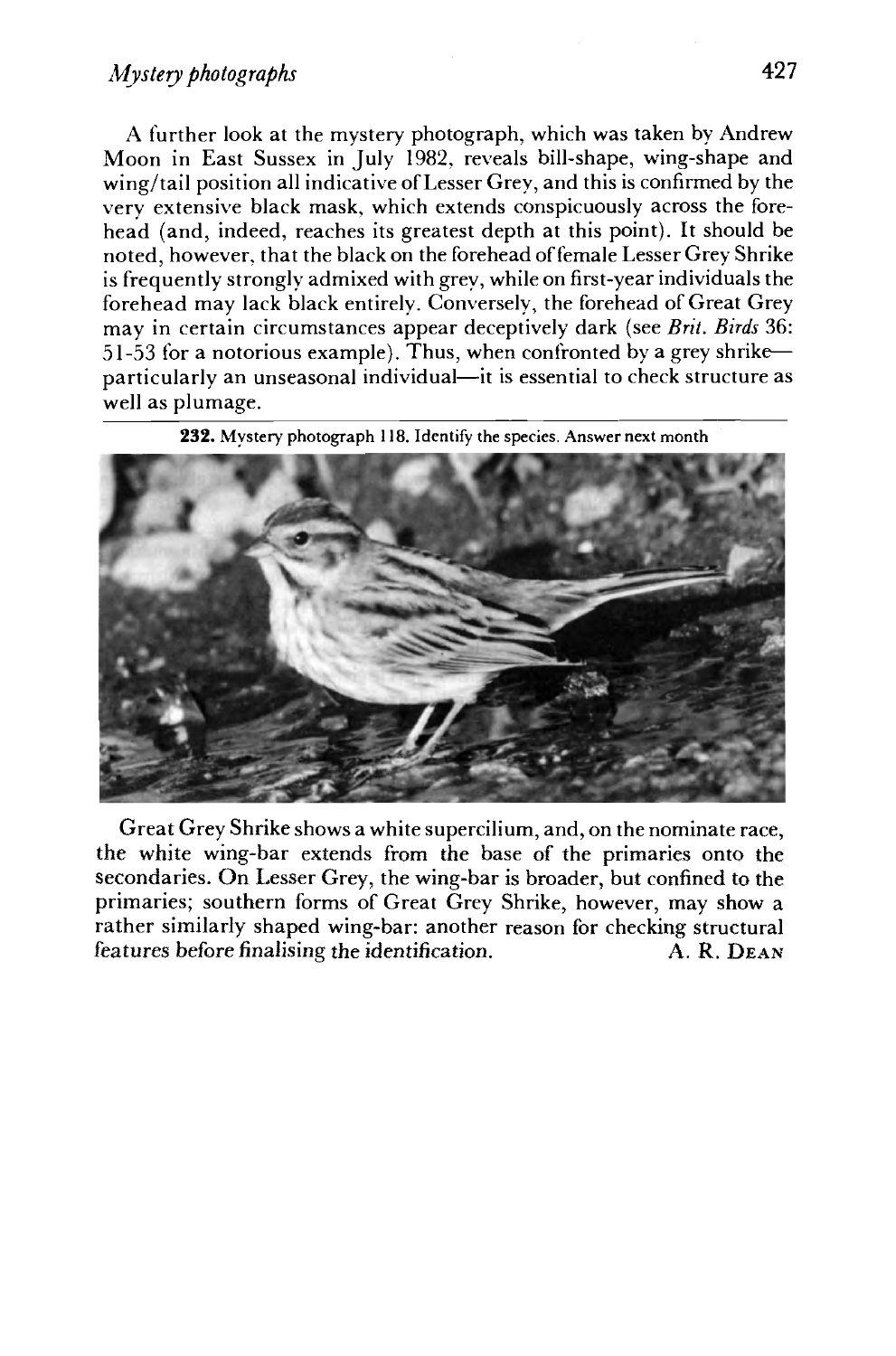A further look at the mystery photograph, which was taken by Andrew Moon in East Sussex in July 1982, reveals bill-shape, wing-shape and wing/tail position all indicative of Lesser Grey, and this is confirmed by the very extensive black mask, which extends conspicuously across the forehead (and, indeed, reaches its greatest depth at this point). It should be noted, however, that the black on the forehead of female Lesser Grey Shrike is frequently strongly admixed with grey, while on first-year individuals the forehead may lack black entirely. Conversely, the forehead of Great Grey may in certain circumstances appear deceptively dark (see *Brit. Birds* 36: 51-53 for a notorious example). Thus, when confronted by a grey shrike—particularly an unseasonal individual—it is essential to check structure as well as plumage.

**232.** Mystery photograph 118. Identify the species. Answer next month

Great Grey Shrike shows a white supercilium, and, on the nominate race, the white wing-bar extends from the base of the primaries onto the secondaries. On Lesser Grey, the wing-bar is broader, but confined to the primaries; southern forms of Great Grey Shrike, however, may show a rather similarly shaped wing-bar: another reason for checking structural features before finalising the identification. A. R. DEAN